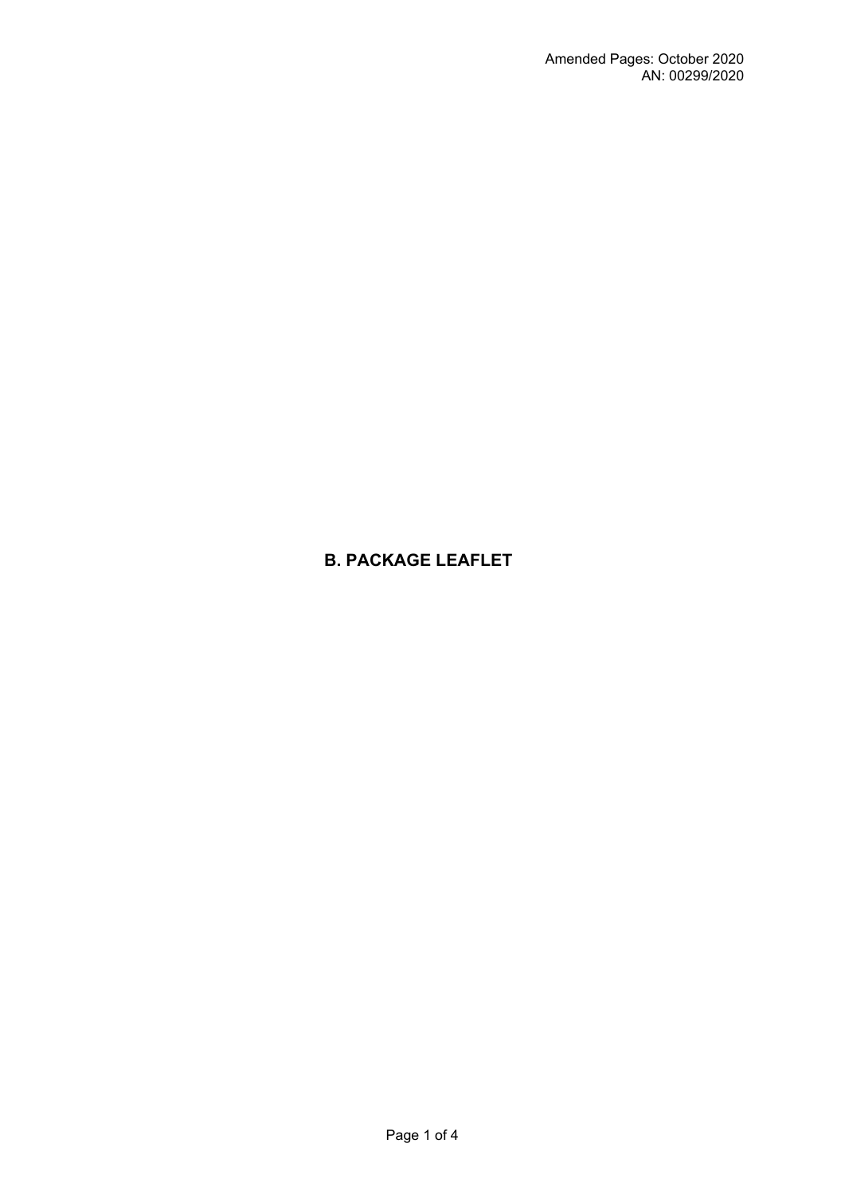Amended Pages: October 2020
AN: 00299/2020

# B. PACKAGE LEAFLET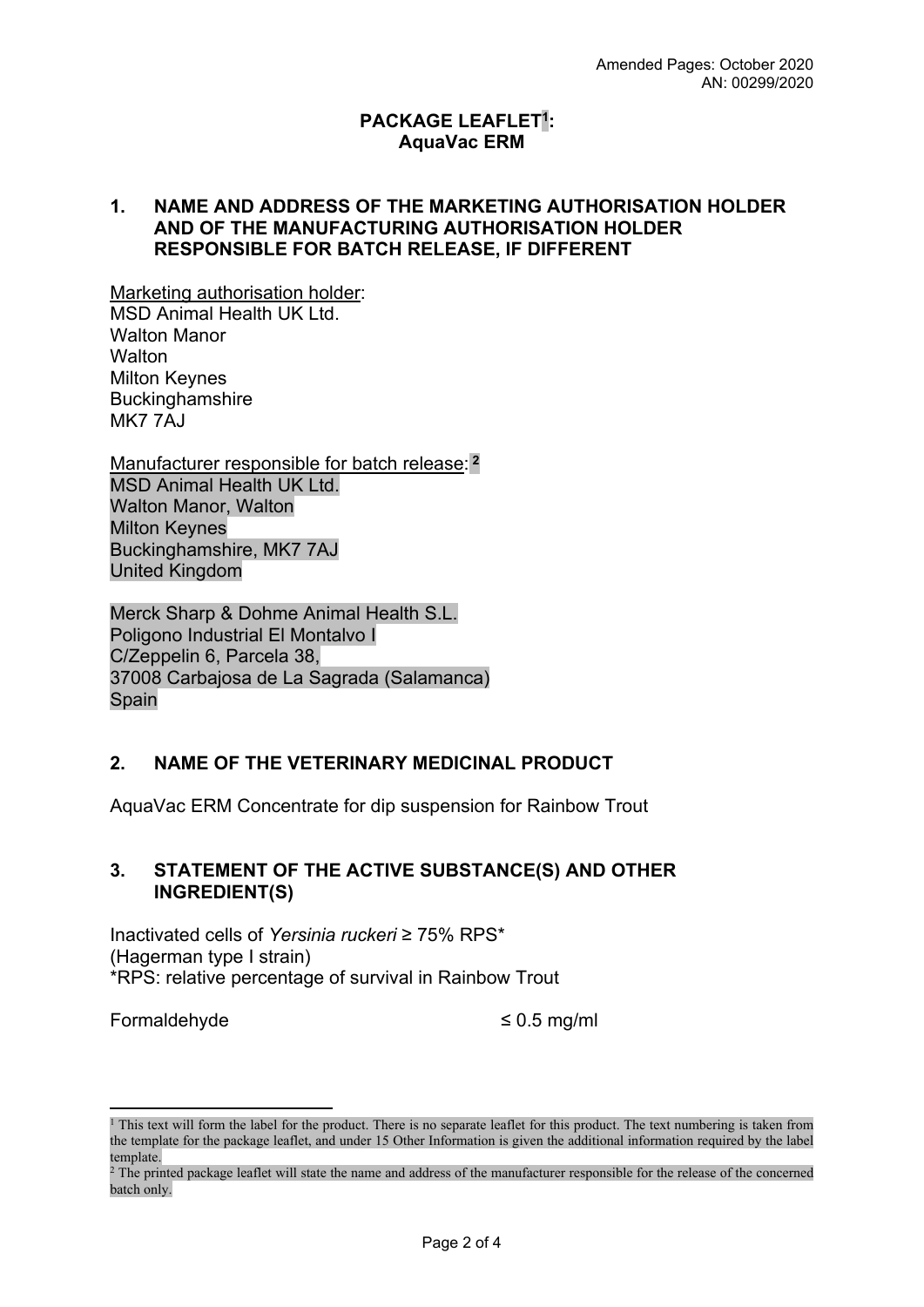Amended Pages: October 2020
AN: 00299/2020

**PACKAGE LEAFLET[1]:**
**AquaVac ERM**

## 1. NAME AND ADDRESS OF THE MARKETING AUTHORISATION HOLDER AND OF THE MANUFACTURING AUTHORISATION HOLDER RESPONSIBLE FOR BATCH RELEASE, IF DIFFERENT

Marketing authorisation holder:
MSD Animal Health UK Ltd.
Walton Manor
Walton
Milton Keynes
Buckinghamshire
MK7 7AJ

Manufacturer responsible for batch release: [2]
MSD Animal Health UK Ltd.
Walton Manor, Walton
Milton Keynes
Buckinghamshire, MK7 7AJ
United Kingdom

Merck Sharp & Dohme Animal Health S.L.
Poligono Industrial El Montalvo I
C/Zeppelin 6, Parcela 38,
37008 Carbajosa de La Sagrada (Salamanca)
Spain

## 2. NAME OF THE VETERINARY MEDICINAL PRODUCT

AquaVac ERM Concentrate for dip suspension for Rainbow Trout

## 3. STATEMENT OF THE ACTIVE SUBSTANCE(S) AND OTHER INGREDIENT(S)

Inactivated cells of *Yersinia ruckeri* ≥ 75% RPS*
(Hagerman type I strain)
*RPS: relative percentage of survival in Rainbow Trout

Formaldehyde ≤ 0.5 mg/ml

---

[1] This text will form the label for the product. There is no separate leaflet for this product. The text numbering is taken from the template for the package leaflet, and under 15 Other Information is given the additional information required by the label template.

[2] The printed package leaflet will state the name and address of the manufacturer responsible for the release of the concerned batch only.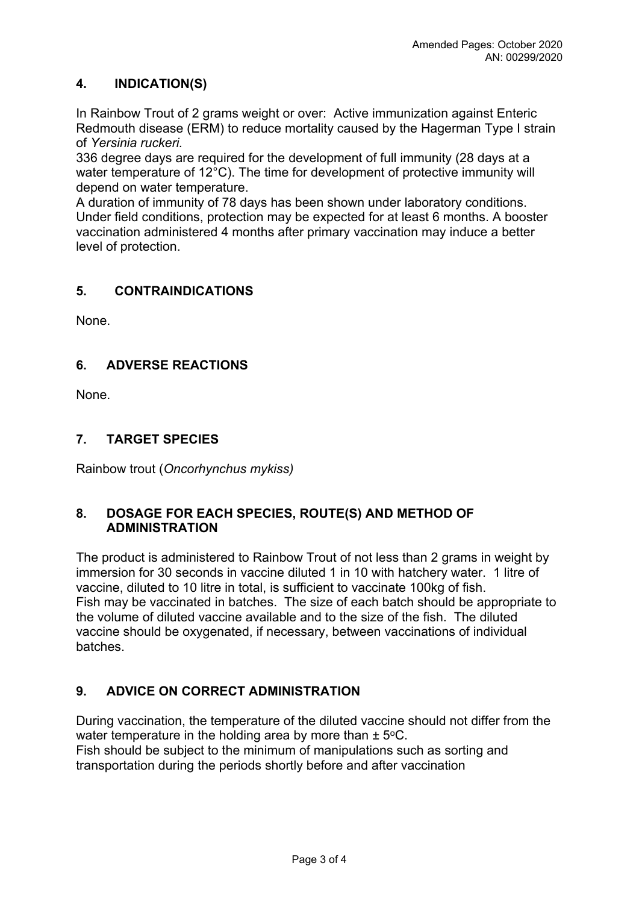## 4. INDICATION(S)

In Rainbow Trout of 2 grams weight or over: Active immunization against Enteric Redmouth disease (ERM) to reduce mortality caused by the Hagerman Type I strain of *Yersinia ruckeri.*

336 degree days are required for the development of full immunity (28 days at a water temperature of 12°C). The time for development of protective immunity will depend on water temperature.

A duration of immunity of 78 days has been shown under laboratory conditions. Under field conditions, protection may be expected for at least 6 months. A booster vaccination administered 4 months after primary vaccination may induce a better level of protection.

## 5. CONTRAINDICATIONS

None.

## 6. ADVERSE REACTIONS

None.

## 7. TARGET SPECIES

Rainbow trout (*Oncorhynchus mykiss)*

## 8. DOSAGE FOR EACH SPECIES, ROUTE(S) AND METHOD OF ADMINISTRATION

The product is administered to Rainbow Trout of not less than 2 grams in weight by immersion for 30 seconds in vaccine diluted 1 in 10 with hatchery water. 1 litre of vaccine, diluted to 10 litre in total, is sufficient to vaccinate 100kg of fish.

Fish may be vaccinated in batches. The size of each batch should be appropriate to the volume of diluted vaccine available and to the size of the fish. The diluted vaccine should be oxygenated, if necessary, between vaccinations of individual batches.

## 9. ADVICE ON CORRECT ADMINISTRATION

During vaccination, the temperature of the diluted vaccine should not differ from the water temperature in the holding area by more than ± 5°C.

Fish should be subject to the minimum of manipulations such as sorting and transportation during the periods shortly before and after vaccination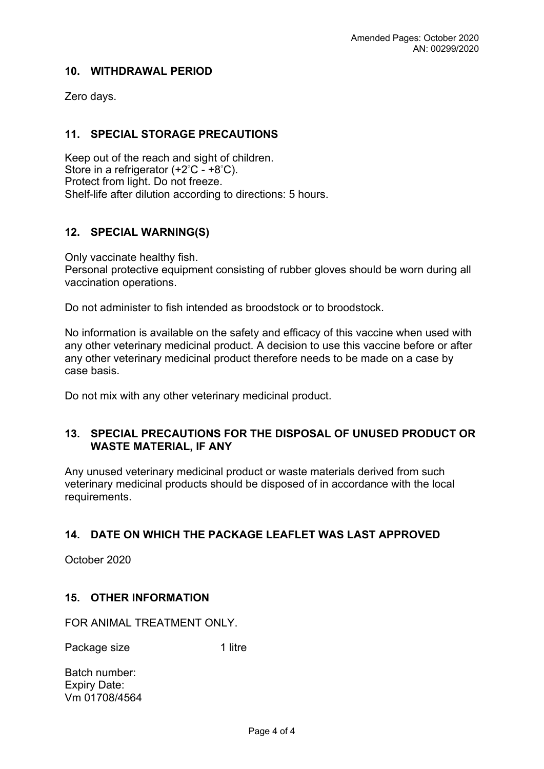Amended Pages: October 2020
AN: 00299/2020

## 10. WITHDRAWAL PERIOD

Zero days.

## 11. SPECIAL STORAGE PRECAUTIONS

Keep out of the reach and sight of children.
Store in a refrigerator (+2°C - +8°C).
Protect from light. Do not freeze.
Shelf-life after dilution according to directions: 5 hours.

## 12. SPECIAL WARNING(S)

Only vaccinate healthy fish.
Personal protective equipment consisting of rubber gloves should be worn during all vaccination operations.

Do not administer to fish intended as broodstock or to broodstock.

No information is available on the safety and efficacy of this vaccine when used with any other veterinary medicinal product. A decision to use this vaccine before or after any other veterinary medicinal product therefore needs to be made on a case by case basis.

Do not mix with any other veterinary medicinal product.

## 13. SPECIAL PRECAUTIONS FOR THE DISPOSAL OF UNUSED PRODUCT OR WASTE MATERIAL, IF ANY

Any unused veterinary medicinal product or waste materials derived from such veterinary medicinal products should be disposed of in accordance with the local requirements.

## 14. DATE ON WHICH THE PACKAGE LEAFLET WAS LAST APPROVED

October 2020

## 15. OTHER INFORMATION

FOR ANIMAL TREATMENT ONLY.

Package size 1 litre

Batch number:
Expiry Date:
Vm 01708/4564